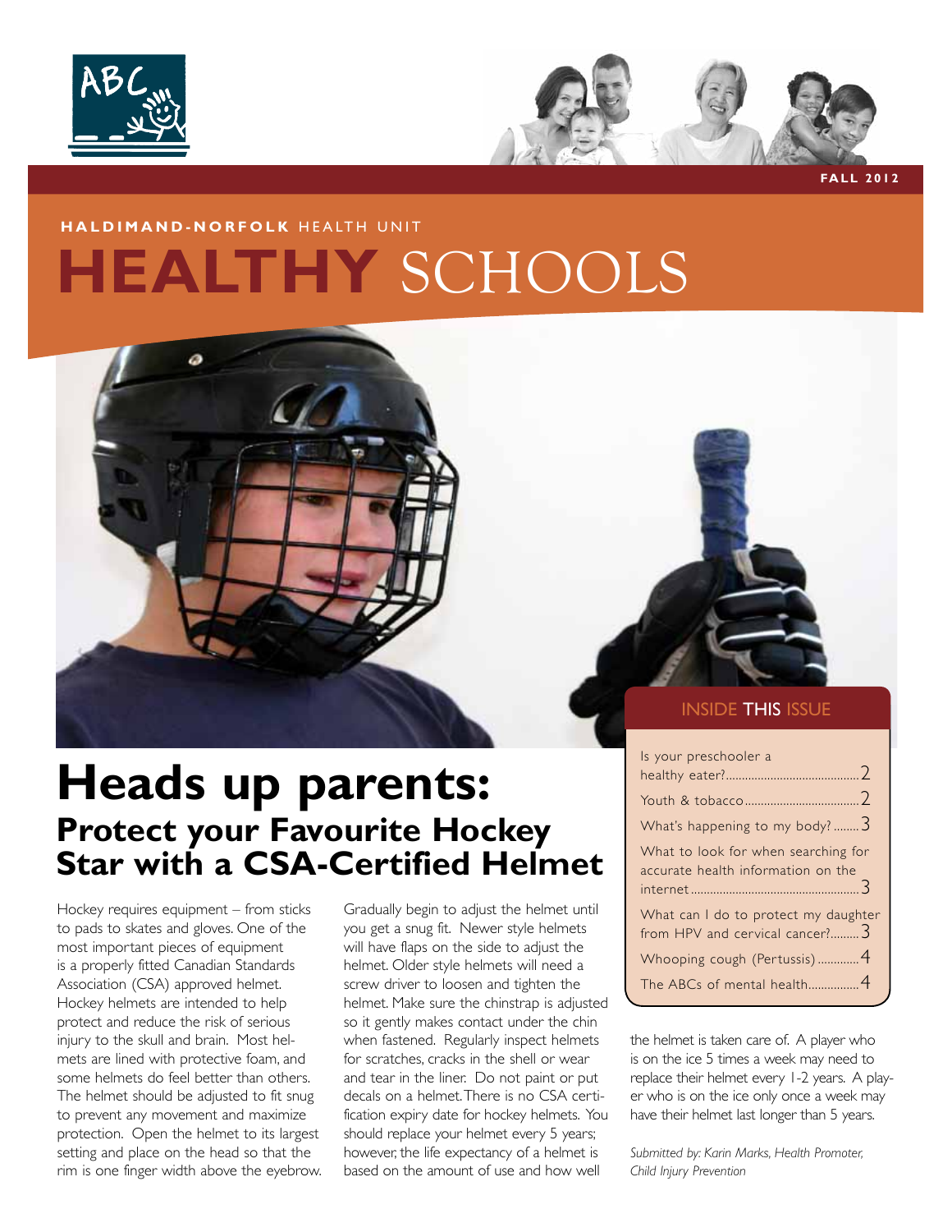FALL 2012

**HALDIMAND-NORFOLK** HEALTH UNIT

# HEALTHY SCHOOLS

## INSIDE THIS ISSUE

- Is your preschooler a healthy eater? .......... 2
- Youth & tobacco .......... 2
- What's happening to my body? .......... 3
- What to look for when searching for accurate health information on the internet .......... 3
- What can I do to protect my daughter from HPV and cervical cancer? .......... 3
- Whooping cough (Pertussis) .......... 4
- The ABCs of mental health .......... 4

# Heads up parents:

## Protect your Favourite Hockey Star with a CSA-Certified Helmet

Hockey requires equipment – from sticks to pads to skates and gloves. One of the most important pieces of equipment is a properly fitted Canadian Standards Association (CSA) approved helmet. Hockey helmets are intended to help protect and reduce the risk of serious injury to the skull and brain. Most helmets are lined with protective foam, and some helmets do feel better than others. The helmet should be adjusted to fit snug to prevent any movement and maximize protection. Open the helmet to its largest setting and place on the head so that the rim is one finger width above the eyebrow. Gradually begin to adjust the helmet until you get a snug fit. Newer style helmets will have flaps on the side to adjust the helmet. Older style helmets will need a screw driver to loosen and tighten the helmet. Make sure the chinstrap is adjusted so it gently makes contact under the chin when fastened. Regularly inspect helmets for scratches, cracks in the shell or wear and tear in the liner. Do not paint or put decals on a helmet. There is no CSA certification expiry date for hockey helmets. You should replace your helmet every 5 years; however, the life expectancy of a helmet is based on the amount of use and how well the helmet is taken care of. A player who is on the ice 5 times a week may need to replace their helmet every 1-2 years. A player who is on the ice only once a week may have their helmet last longer than 5 years.

*Submitted by: Karin Marks, Health Promoter, Child Injury Prevention*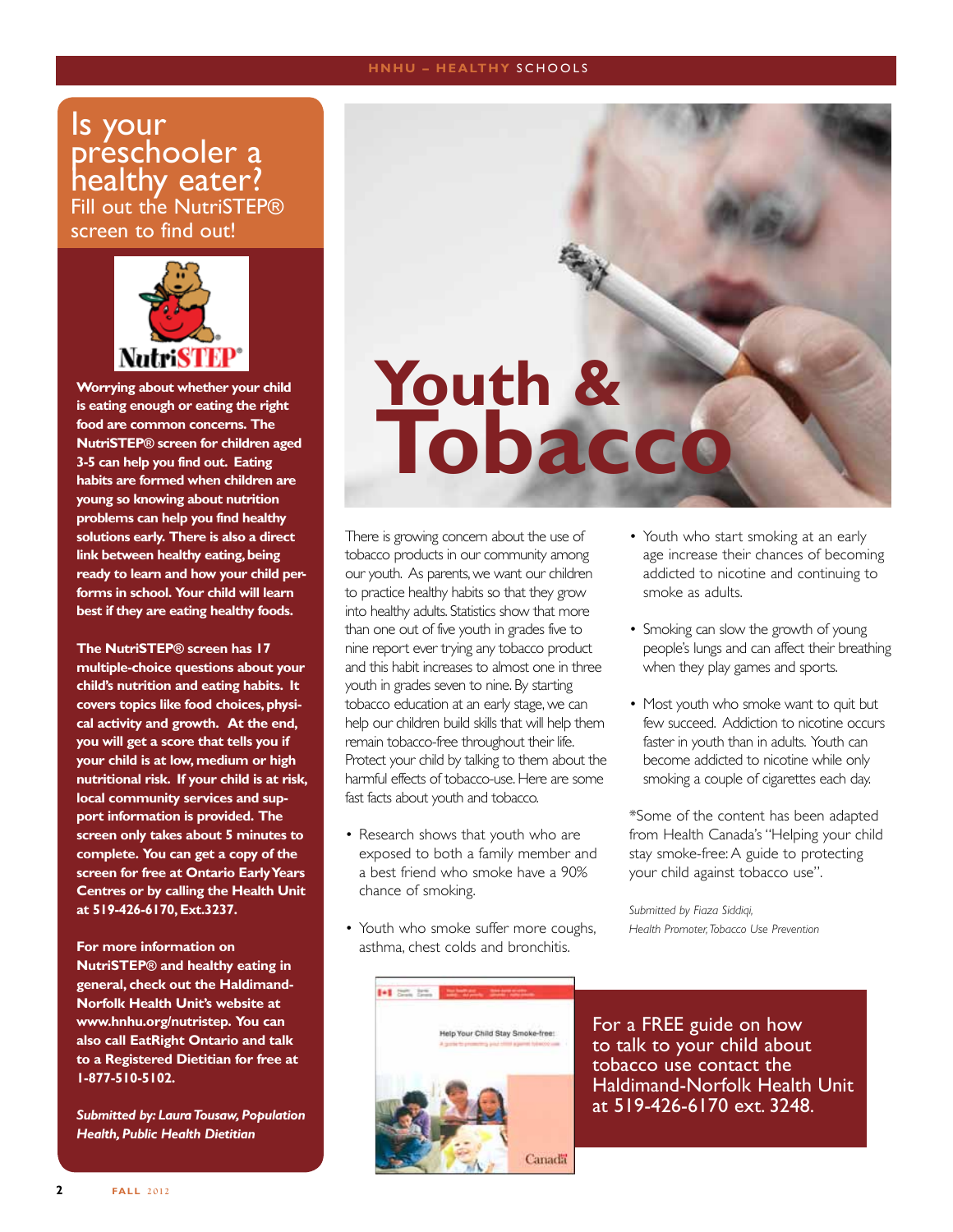## Is your preschooler a healthy eater?

Fill out the NutriSTEP® screen to find out!

**Worrying about whether your child is eating enough or eating the right food are common concerns. The NutriSTEP® screen for children aged 3-5 can help you find out. Eating habits are formed when children are young so knowing about nutrition problems can help you find healthy solutions early. There is also a direct link between healthy eating, being ready to learn and how your child performs in school. Your child will learn best if they are eating healthy foods.**

**The NutriSTEP® screen has 17 multiple-choice questions about your child's nutrition and eating habits. It covers topics like food choices, physical activity and growth. At the end, you will get a score that tells you if your child is at low, medium or high nutritional risk. If your child is at risk, local community services and support information is provided. The screen only takes about 5 minutes to complete. You can get a copy of the screen for free at Ontario Early Years Centres or by calling the Health Unit at 519-426-6170, Ext.3237.**

**For more information on NutriSTEP® and healthy eating in general, check out the Haldimand-Norfolk Health Unit's website at www.hnhu.org/nutristep. You can also call EatRight Ontario and talk to a Registered Dietitian for free at 1-877-510-5102.**

***Submitted by: Laura Tousaw, Population Health, Public Health Dietitian***

# Youth & Tobacco

There is growing concern about the use of tobacco products in our community among our youth. As parents, we want our children to practice healthy habits so that they grow into healthy adults. Statistics show that more than one out of five youth in grades five to nine report ever trying any tobacco product and this habit increases to almost one in three youth in grades seven to nine. By starting tobacco education at an early stage, we can help our children build skills that will help them remain tobacco-free throughout their life. Protect your child by talking to them about the harmful effects of tobacco-use. Here are some fast facts about youth and tobacco.

- Research shows that youth who are exposed to both a family member and a best friend who smoke have a 90% chance of smoking.
- Youth who smoke suffer more coughs, asthma, chest colds and bronchitis.
- Youth who start smoking at an early age increase their chances of becoming addicted to nicotine and continuing to smoke as adults.
- Smoking can slow the growth of young people's lungs and can affect their breathing when they play games and sports.
- Most youth who smoke want to quit but few succeed. Addiction to nicotine occurs faster in youth than in adults. Youth can become addicted to nicotine while only smoking a couple of cigarettes each day.

*Some of the content has been adapted from Health Canada's "Helping your child stay smoke-free: A guide to protecting your child against tobacco use".

*Submitted by Fiaza Siddiqi, Health Promoter, Tobacco Use Prevention*

For a FREE guide on how to talk to your child about tobacco use contact the Haldimand-Norfolk Health Unit at 519-426-6170 ext. 3248.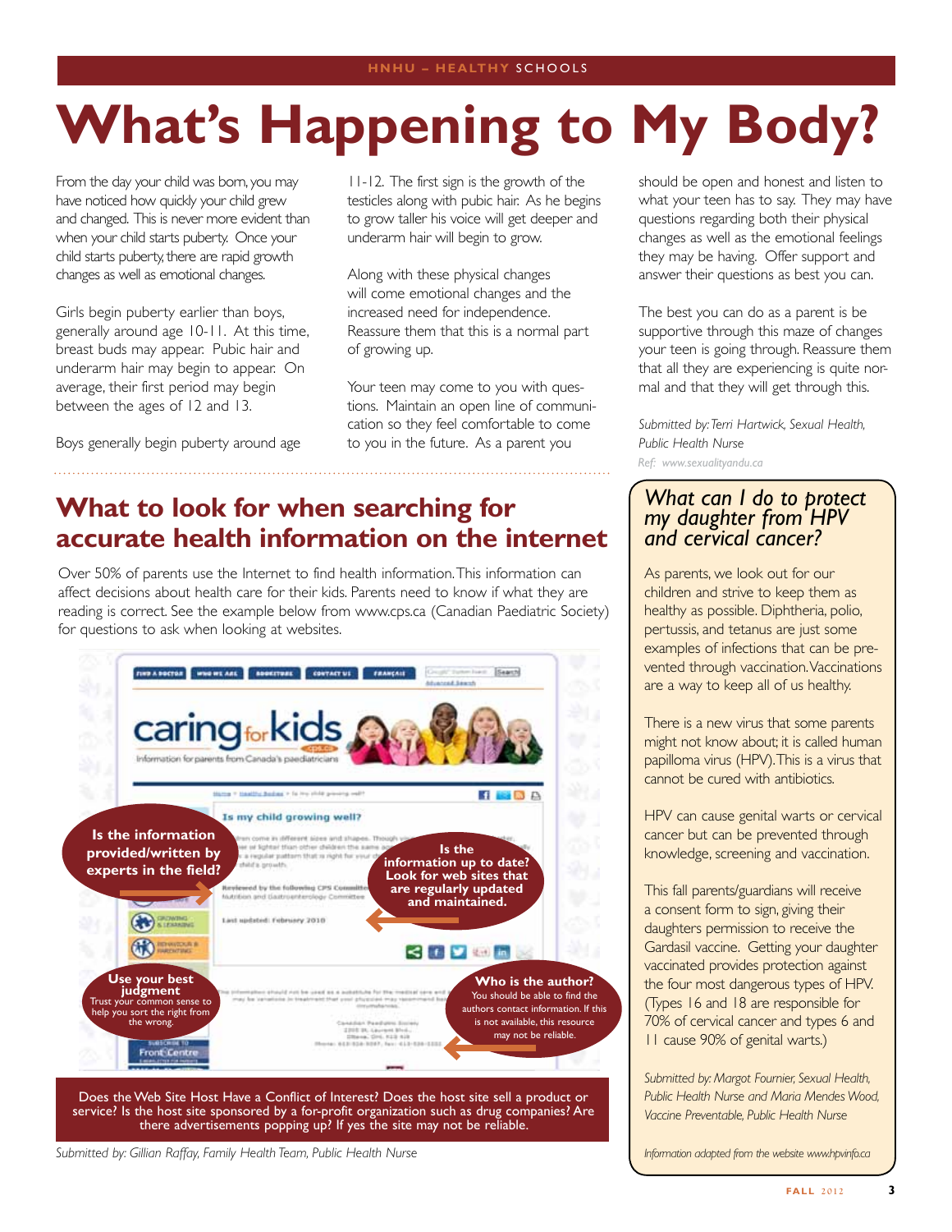# What's Happening to My Body?

From the day your child was born, you may have noticed how quickly your child grew and changed. This is never more evident than when your child starts puberty. Once your child starts puberty, there are rapid growth changes as well as emotional changes.

Girls begin puberty earlier than boys, generally around age 10-11. At this time, breast buds may appear. Pubic hair and underarm hair may begin to appear. On average, their first period may begin between the ages of 12 and 13.

Boys generally begin puberty around age 11-12. The first sign is the growth of the testicles along with pubic hair. As he begins to grow taller his voice will get deeper and underarm hair will begin to grow.

Along with these physical changes will come emotional changes and the increased need for independence. Reassure them that this is a normal part of growing up.

Your teen may come to you with questions. Maintain an open line of communication so they feel comfortable to come to you in the future. As a parent you should be open and honest and listen to what your teen has to say. They may have questions regarding both their physical changes as well as the emotional feelings they may be having. Offer support and answer their questions as best you can.

The best you can do as a parent is be supportive through this maze of changes your teen is going through. Reassure them that all they are experiencing is quite normal and that they will get through this.

*Submitted by: Terri Hartwick, Sexual Health, Public Health Nurse*

*Ref: www.sexualityandu.ca*

## What to look for when searching for accurate health information on the internet

Over 50% of parents use the Internet to find health information. This information can affect decisions about health care for their kids. Parents need to know if what they are reading is correct. See the example below from www.cps.ca (Canadian Paediatric Society) for questions to ask when looking at websites.

**Is the information provided/written by experts in the field?**

**Is the information up to date? Look for web sites that are regularly updated and maintained.**

**Use your best judgment** Trust your common sense to help you sort the right from the wrong.

**Who is the author?** You should be able to find the authors contact information. If this is not available, this resource may not be reliable.

Does the Web Site Host Have a Conflict of Interest? Does the host site sell a product or service? Is the host site sponsored by a for-profit organization such as drug companies? Are there advertisements popping up? If yes the site may not be reliable.

*Submitted by: Gillian Raffay, Family Health Team, Public Health Nurse*

## What can I do to protect my daughter from HPV and cervical cancer?

As parents, we look out for our children and strive to keep them as healthy as possible. Diphtheria, polio, pertussis, and tetanus are just some examples of infections that can be prevented through vaccination. Vaccinations are a way to keep all of us healthy.

There is a new virus that some parents might not know about; it is called human papilloma virus (HPV). This is a virus that cannot be cured with antibiotics.

HPV can cause genital warts or cervical cancer but can be prevented through knowledge, screening and vaccination.

This fall parents/guardians will receive a consent form to sign, giving their daughters permission to receive the Gardasil vaccine. Getting your daughter vaccinated provides protection against the four most dangerous types of HPV. (Types 16 and 18 are responsible for 70% of cervical cancer and types 6 and 11 cause 90% of genital warts.)

*Submitted by: Margot Fournier, Sexual Health, Public Health Nurse and Maria Mendes Wood, Vaccine Preventable, Public Health Nurse*

*Information adapted from the website www.hpvinfo.ca*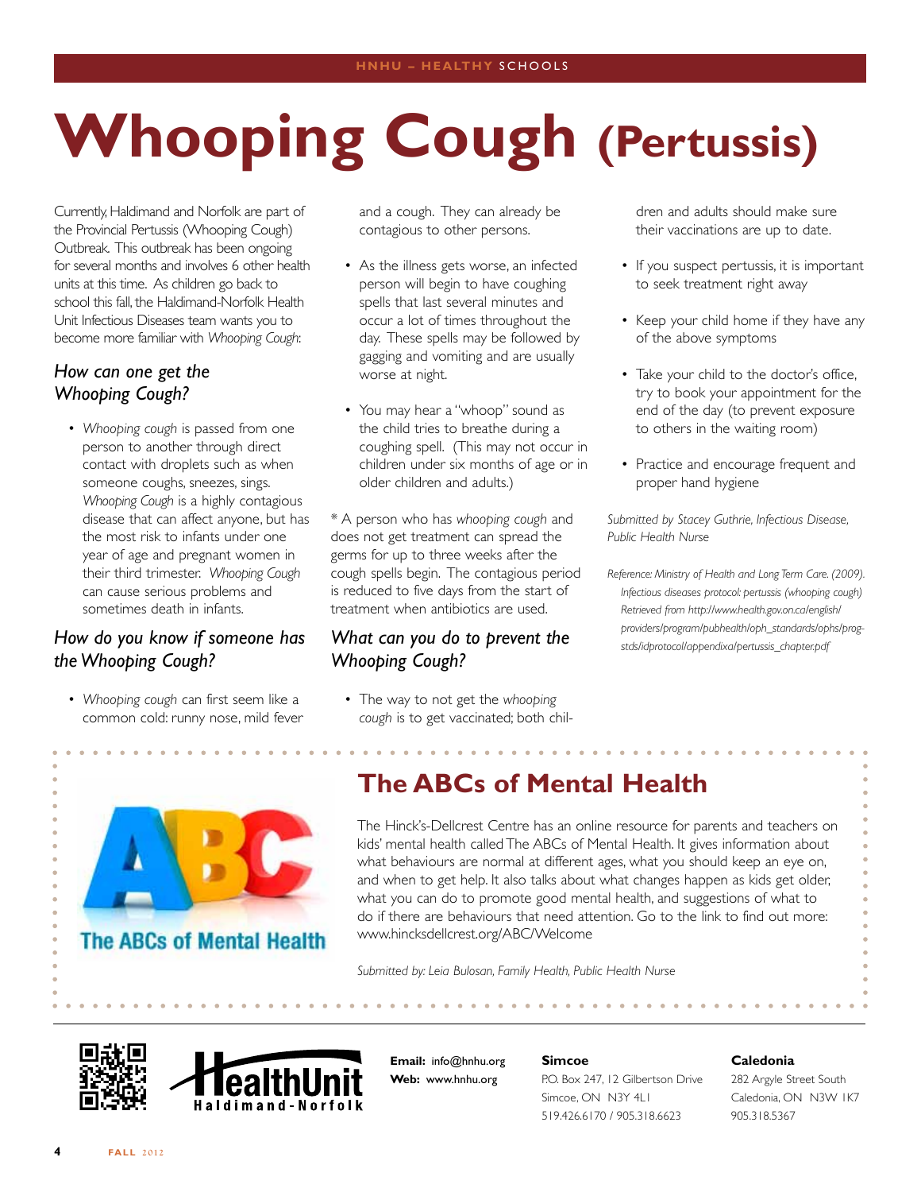# Whooping Cough (Pertussis)

Currently, Haldimand and Norfolk are part of the Provincial Pertussis (Whooping Cough) Outbreak. This outbreak has been ongoing for several months and involves 6 other health units at this time. As children go back to school this fall, the Haldimand-Norfolk Health Unit Infectious Diseases team wants you to become more familiar with *Whooping Cough*:

### *How can one get the Whooping Cough?*

- *Whooping cough* is passed from one person to another through direct contact with droplets such as when someone coughs, sneezes, sings. *Whooping Cough* is a highly contagious disease that can affect anyone, but has the most risk to infants under one year of age and pregnant women in their third trimester. *Whooping Cough* can cause serious problems and sometimes death in infants.

### *How do you know if someone has the Whooping Cough?*

- *Whooping cough* can first seem like a common cold: runny nose, mild fever and a cough. They can already be contagious to other persons.
- As the illness gets worse, an infected person will begin to have coughing spells that last several minutes and occur a lot of times throughout the day. These spells may be followed by gagging and vomiting and are usually worse at night.
- You may hear a "whoop" sound as the child tries to breathe during a coughing spell. (This may not occur in children under six months of age or in older children and adults.)

* A person who has *whooping cough* and does not get treatment can spread the germs for up to three weeks after the cough spells begin. The contagious period is reduced to five days from the start of treatment when antibiotics are used.

### *What can you do to prevent the Whooping Cough?*

- The way to not get the *whooping cough* is to get vaccinated; both children and adults should make sure their vaccinations are up to date.
- If you suspect pertussis, it is important to seek treatment right away
- Keep your child home if they have any of the above symptoms
- Take your child to the doctor's office, try to book your appointment for the end of the day (to prevent exposure to others in the waiting room)
- Practice and encourage frequent and proper hand hygiene

*Submitted by Stacey Guthrie, Infectious Disease, Public Health Nurse*

*Reference: Ministry of Health and Long Term Care. (2009). Infectious diseases protocol: pertussis (whooping cough) Retrieved from http://www.health.gov.on.ca/english/providers/program/pubhealth/oph_standards/ophs/progstds/idprotocol/appendixa/pertussis_chapter.pdf*

## The ABCs of Mental Health

The ABCs of Mental Health

The Hinck's-Dellcrest Centre has an online resource for parents and teachers on kids' mental health called The ABCs of Mental Health. It gives information about what behaviours are normal at different ages, what you should keep an eye on, and when to get help. It also talks about what changes happen as kids get older, what you can do to promote good mental health, and suggestions of what to do if there are behaviours that need attention. Go to the link to find out more: www.hincksdellcrest.org/ABC/Welcome

*Submitted by: Leia Bulosan, Family Health, Public Health Nurse*

HealthUnit Haldimand-Norfolk

**Email:** info@hnhu.org
**Web:** www.hnhu.org

**Simcoe**
P.O. Box 247, 12 Gilbertson Drive
Simcoe, ON N3Y 4L1
519.426.6170 / 905.318.6623

**Caledonia**
282 Argyle Street South
Caledonia, ON N3W 1K7
905.318.5367